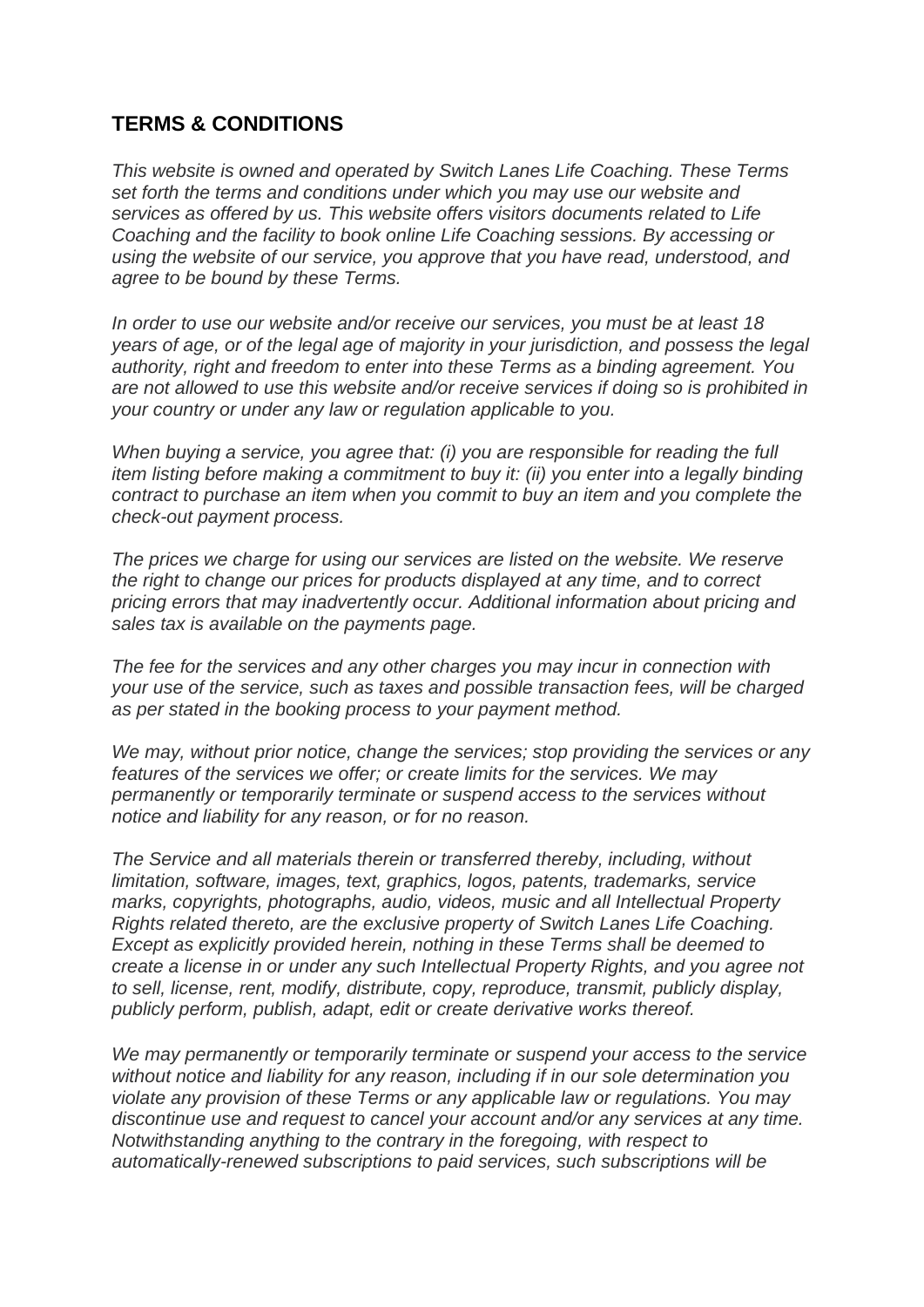## TERMS & CONDITIONS

*This website is owned and operated by Switch Lanes Life Coaching. These Terms set forth the terms and conditions under which you may use our website and services as offered by us. This website offers visitors documents related to Life Coaching and the facility to book online Life Coaching sessions. By accessing or using the website of our service, you approve that you have read, understood, and agree to be bound by these Terms.*

*In order to use our website and/or receive our services, you must be at least 18 years of age, or of the legal age of majority in your jurisdiction, and possess the legal authority, right and freedom to enter into these Terms as a binding agreement. You are not allowed to use this website and/or receive services if doing so is prohibited in your country or under any law or regulation applicable to you.*

*When buying a service, you agree that: (i) you are responsible for reading the full item listing before making a commitment to buy it: (ii) you enter into a legally binding contract to purchase an item when you commit to buy an item and you complete the check-out payment process.*

*The prices we charge for using our services are listed on the website. We reserve the right to change our prices for products displayed at any time, and to correct pricing errors that may inadvertently occur. Additional information about pricing and sales tax is available on the payments page.*

*The fee for the services and any other charges you may incur in connection with your use of the service, such as taxes and possible transaction fees, will be charged as per stated in the booking process to your payment method.*

*We may, without prior notice, change the services; stop providing the services or any features of the services we offer; or create limits for the services. We may permanently or temporarily terminate or suspend access to the services without notice and liability for any reason, or for no reason.*

*The Service and all materials therein or transferred thereby, including, without limitation, software, images, text, graphics, logos, patents, trademarks, service marks, copyrights, photographs, audio, videos, music and all Intellectual Property Rights related thereto, are the exclusive property of Switch Lanes Life Coaching. Except as explicitly provided herein, nothing in these Terms shall be deemed to create a license in or under any such Intellectual Property Rights, and you agree not to sell, license, rent, modify, distribute, copy, reproduce, transmit, publicly display, publicly perform, publish, adapt, edit or create derivative works thereof.*

*We may permanently or temporarily terminate or suspend your access to the service without notice and liability for any reason, including if in our sole determination you violate any provision of these Terms or any applicable law or regulations. You may discontinue use and request to cancel your account and/or any services at any time. Notwithstanding anything to the contrary in the foregoing, with respect to automatically-renewed subscriptions to paid services, such subscriptions will be*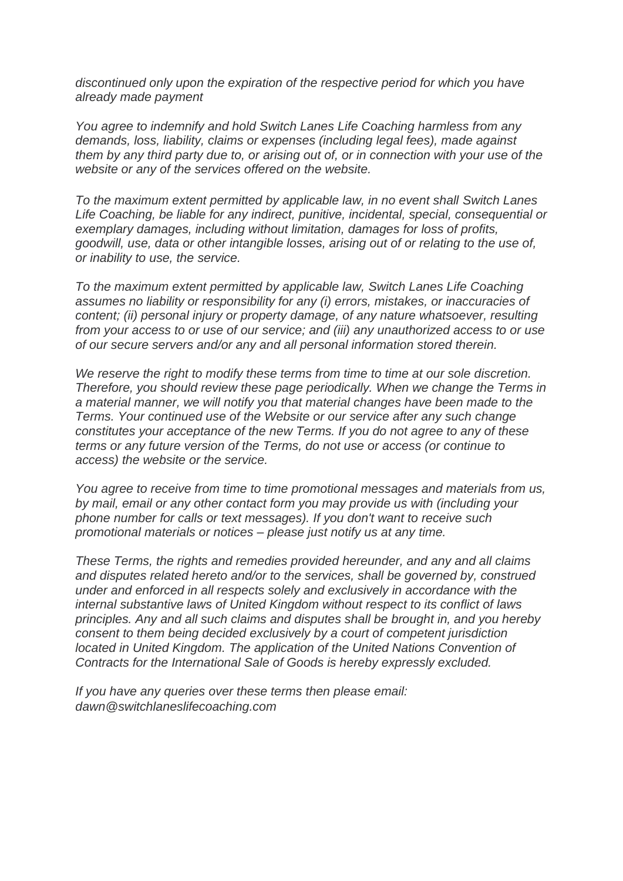*discontinued only upon the expiration of the respective period for which you have already made payment*

*You agree to indemnify and hold Switch Lanes Life Coaching harmless from any demands, loss, liability, claims or expenses (including legal fees), made against them by any third party due to, or arising out of, or in connection with your use of the website or any of the services offered on the website.*

*To the maximum extent permitted by applicable law, in no event shall Switch Lanes Life Coaching, be liable for any indirect, punitive, incidental, special, consequential or exemplary damages, including without limitation, damages for loss of profits, goodwill, use, data or other intangible losses, arising out of or relating to the use of, or inability to use, the service.*

*To the maximum extent permitted by applicable law, Switch Lanes Life Coaching assumes no liability or responsibility for any (i) errors, mistakes, or inaccuracies of content; (ii) personal injury or property damage, of any nature whatsoever, resulting from your access to or use of our service; and (iii) any unauthorized access to or use of our secure servers and/or any and all personal information stored therein.*

*We reserve the right to modify these terms from time to time at our sole discretion. Therefore, you should review these page periodically. When we change the Terms in a material manner, we will notify you that material changes have been made to the Terms. Your continued use of the Website or our service after any such change constitutes your acceptance of the new Terms. If you do not agree to any of these terms or any future version of the Terms, do not use or access (or continue to access) the website or the service.*

*You agree to receive from time to time promotional messages and materials from us, by mail, email or any other contact form you may provide us with (including your phone number for calls or text messages). If you don't want to receive such promotional materials or notices – please just notify us at any time.*

*These Terms, the rights and remedies provided hereunder, and any and all claims and disputes related hereto and/or to the services, shall be governed by, construed under and enforced in all respects solely and exclusively in accordance with the internal substantive laws of United Kingdom without respect to its conflict of laws principles. Any and all such claims and disputes shall be brought in, and you hereby consent to them being decided exclusively by a court of competent jurisdiction located in United Kingdom. The application of the United Nations Convention of Contracts for the International Sale of Goods is hereby expressly excluded.*

*If you have any queries over these terms then please email: dawn@switchlaneslifecoaching.com*